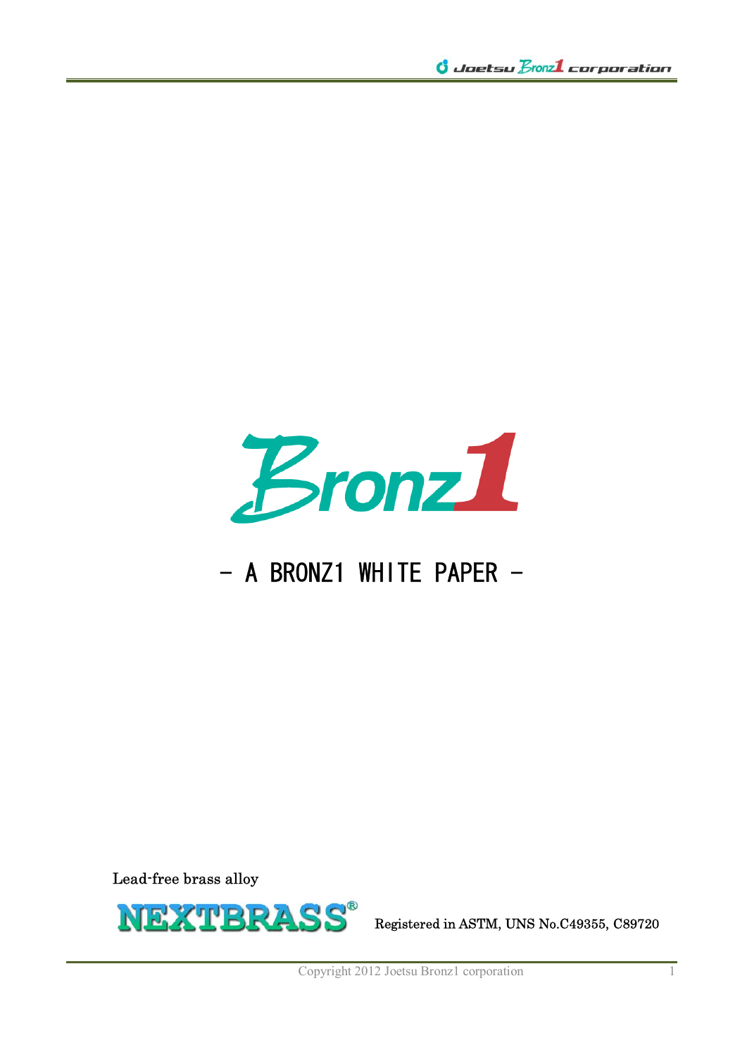# Bronz1

## - A BRONZ1 WHITE PAPER -

Lead-free brass alloy

NEXTBRASS® Registered in ASTM, UNS No.C49355, C89720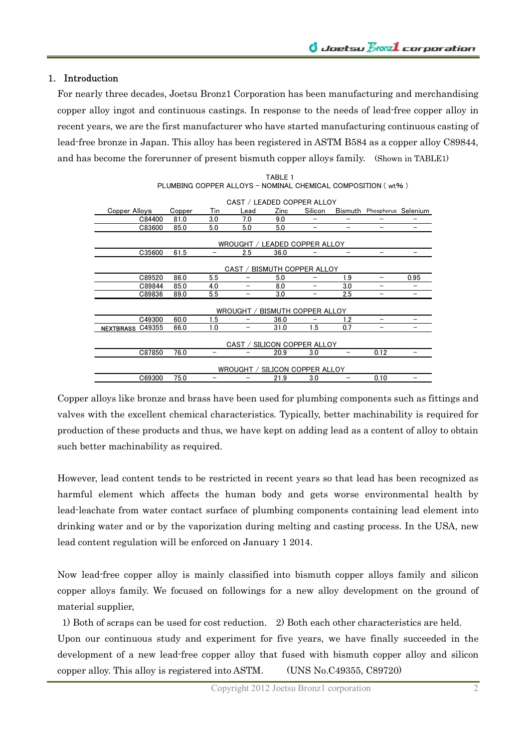## 1. Introduction

For nearly three decades, Joetsu Bronz1 Corporation has been manufacturing and merchandising copper alloy ingot and continuous castings. In response to the needs of lead-free copper alloy in recent years, we are the first manufacturer who have started manufacturing continuous casting of lead-free bronze in Japan. This alloy has been registered in ASTM B584 as a copper alloy C89844, and has become the forerunner of present bismuth copper alloys family. (Shown in TABLE1)

TABLE 1
PLUMBING COPPER ALLOYS - NOMINAL CHEMICAL COMPOSITION ( wt% )

| Copper Alloys | Copper | Tin | Lead | Zinc | Silicon | Bismuth | Phosphorus | Selenium |
|---|---|---|---|---|---|---|---|---|
| **CAST / LEADED COPPER ALLOY** | | | | | | | | |
| C84400 | 81.0 | 3.0 | 7.0 | 9.0 | – | – | – | – |
| C83600 | 85.0 | 5.0 | 5.0 | 5.0 | – | – | – | – |
| **WROUGHT / LEADED COPPER ALLOY** | | | | | | | | |
| C35600 | 61.5 | – | 2.5 | 36.0 | – | – | – | – |
| **CAST / BISMUTH COPPER ALLOY** | | | | | | | | |
| C89520 | 86.0 | 5.5 | – | 5.0 | – | 1.9 | – | 0.95 |
| C89844 | 85.0 | 4.0 | – | 8.0 | – | 3.0 | – | – |
| C89836 | 89.0 | 5.5 | – | 3.0 | – | 2.5 | – | – |
| **WROUGHT / BISMUTH COPPER ALLOY** | | | | | | | | |
| C49300 | 60.0 | 1.5 | – | 36.0 | – | 1.2 | – | – |
| NEXTBRASS C49355 | 66.0 | 1.0 | – | 31.0 | 1.5 | 0.7 | – | – |
| **CAST / SILICON COPPER ALLOY** | | | | | | | | |
| C87850 | 76.0 | – | – | 20.9 | 3.0 | – | 0.12 | – |
| **WROUGHT / SILICON COPPER ALLOY** | | | | | | | | |
| C69300 | 75.0 | – | – | 21.9 | 3.0 | – | 0.10 | – |

Copper alloys like bronze and brass have been used for plumbing components such as fittings and valves with the excellent chemical characteristics. Typically, better machinability is required for production of these products and thus, we have kept on adding lead as a content of alloy to obtain such better machinability as required.

However, lead content tends to be restricted in recent years so that lead has been recognized as harmful element which affects the human body and gets worse environmental health by lead-leachate from water contact surface of plumbing components containing lead element into drinking water and or by the vaporization during melting and casting process. In the USA, new lead content regulation will be enforced on January 1 2014.

Now lead-free copper alloy is mainly classified into bismuth copper alloys family and silicon copper alloys family. We focused on followings for a new alloy development on the ground of material supplier,

1) Both of scraps can be used for cost reduction. 2) Both each other characteristics are held.

Upon our continuous study and experiment for five years, we have finally succeeded in the development of a new lead-free copper alloy that fused with bismuth copper alloy and silicon copper alloy. This alloy is registered into ASTM. (UNS No.C49355, C89720)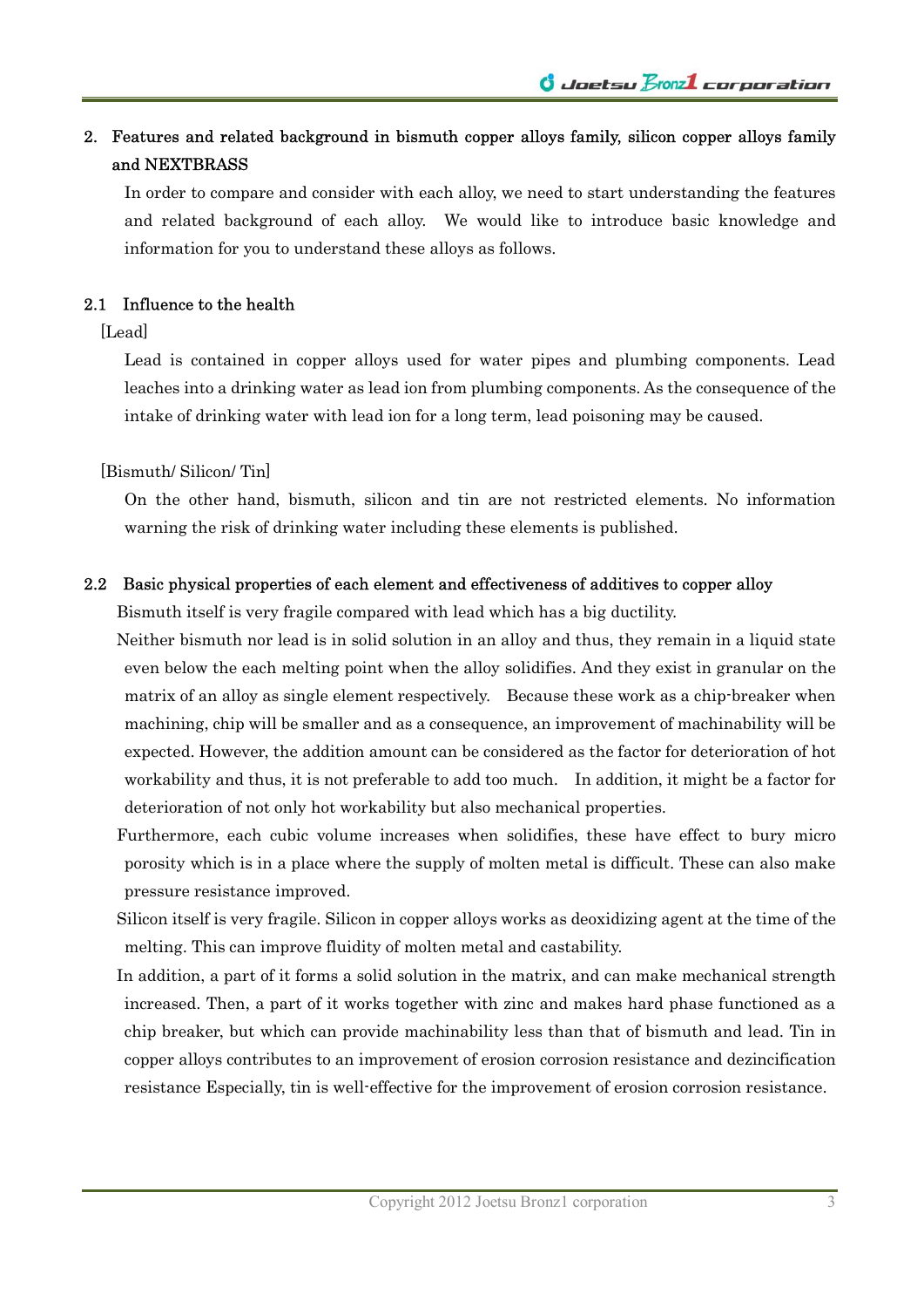## 2. Features and related background in bismuth copper alloys family, silicon copper alloys family and NEXTBRASS

In order to compare and consider with each alloy, we need to start understanding the features and related background of each alloy. We would like to introduce basic knowledge and information for you to understand these alloys as follows.

### 2.1 Influence to the health

[Lead]

Lead is contained in copper alloys used for water pipes and plumbing components. Lead leaches into a drinking water as lead ion from plumbing components. As the consequence of the intake of drinking water with lead ion for a long term, lead poisoning may be caused.

[Bismuth/ Silicon/ Tin]

On the other hand, bismuth, silicon and tin are not restricted elements. No information warning the risk of drinking water including these elements is published.

### 2.2 Basic physical properties of each element and effectiveness of additives to copper alloy

Bismuth itself is very fragile compared with lead which has a big ductility.

Neither bismuth nor lead is in solid solution in an alloy and thus, they remain in a liquid state even below the each melting point when the alloy solidifies. And they exist in granular on the matrix of an alloy as single element respectively. Because these work as a chip-breaker when machining, chip will be smaller and as a consequence, an improvement of machinability will be expected. However, the addition amount can be considered as the factor for deterioration of hot workability and thus, it is not preferable to add too much. In addition, it might be a factor for deterioration of not only hot workability but also mechanical properties.

Furthermore, each cubic volume increases when solidifies, these have effect to bury micro porosity which is in a place where the supply of molten metal is difficult. These can also make pressure resistance improved.

Silicon itself is very fragile. Silicon in copper alloys works as deoxidizing agent at the time of the melting. This can improve fluidity of molten metal and castability.

In addition, a part of it forms a solid solution in the matrix, and can make mechanical strength increased. Then, a part of it works together with zinc and makes hard phase functioned as a chip breaker, but which can provide machinability less than that of bismuth and lead. Tin in copper alloys contributes to an improvement of erosion corrosion resistance and dezincification resistance Especially, tin is well-effective for the improvement of erosion corrosion resistance.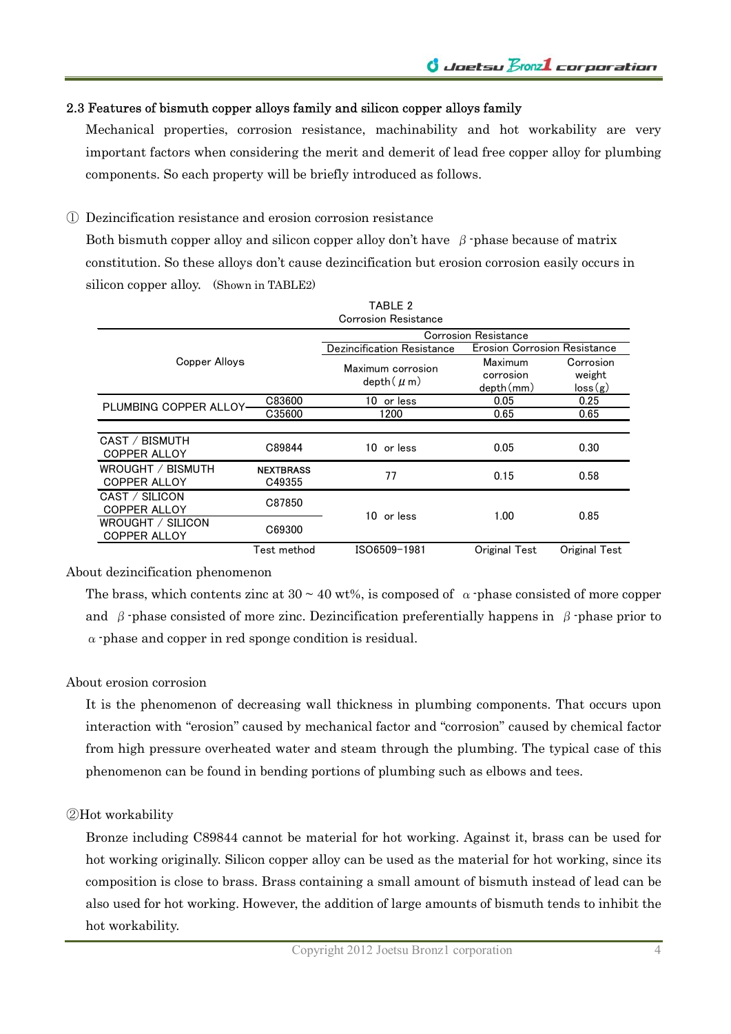## 2.3 Features of bismuth copper alloys family and silicon copper alloys family

Mechanical properties, corrosion resistance, machinability and hot workability are very important factors when considering the merit and demerit of lead free copper alloy for plumbing components. So each property will be briefly introduced as follows.

① Dezincification resistance and erosion corrosion resistance

Both bismuth copper alloy and silicon copper alloy don't have β-phase because of matrix constitution. So these alloys don't cause dezincification but erosion corrosion easily occurs in silicon copper alloy. (Shown in TABLE2)

TABLE 2
Corrosion Resistance

| Copper Alloys | | Corrosion Resistance | | |
|---|---|---|---|---|
| | | Dezincification Resistance | Erosion Corrosion Resistance | |
| | | Maximum corrosion depth( μ m) | Maximum corrosion depth(mm) | Corrosion weight loss(g) |
| PLUMBING COPPER ALLOY | C83600 | 10 or less | 0.05 | 0.25 |
| | C35600 | 1200 | 0.65 | 0.65 |
| CAST / BISMUTH COPPER ALLOY | C89844 | 10 or less | 0.05 | 0.30 |
| WROUGHT / BISMUTH COPPER ALLOY | **NEXTBRASS** C49355 | 77 | 0.15 | 0.58 |
| CAST / SILICON COPPER ALLOY | C87850 | 10 or less | 1.00 | 0.85 |
| WROUGHT / SILICON COPPER ALLOY | C69300 | | | |
| | Test method | ISO6509-1981 | Original Test | Original Test |

About dezincification phenomenon

The brass, which contents zinc at 30 ~ 40 wt%, is composed of α-phase consisted of more copper and β-phase consisted of more zinc. Dezincification preferentially happens in β-phase prior to α-phase and copper in red sponge condition is residual.

About erosion corrosion

It is the phenomenon of decreasing wall thickness in plumbing components. That occurs upon interaction with "erosion" caused by mechanical factor and "corrosion" caused by chemical factor from high pressure overheated water and steam through the plumbing. The typical case of this phenomenon can be found in bending portions of plumbing such as elbows and tees.

②Hot workability

Bronze including C89844 cannot be material for hot working. Against it, brass can be used for hot working originally. Silicon copper alloy can be used as the material for hot working, since its composition is close to brass. Brass containing a small amount of bismuth instead of lead can be also used for hot working. However, the addition of large amounts of bismuth tends to inhibit the hot workability.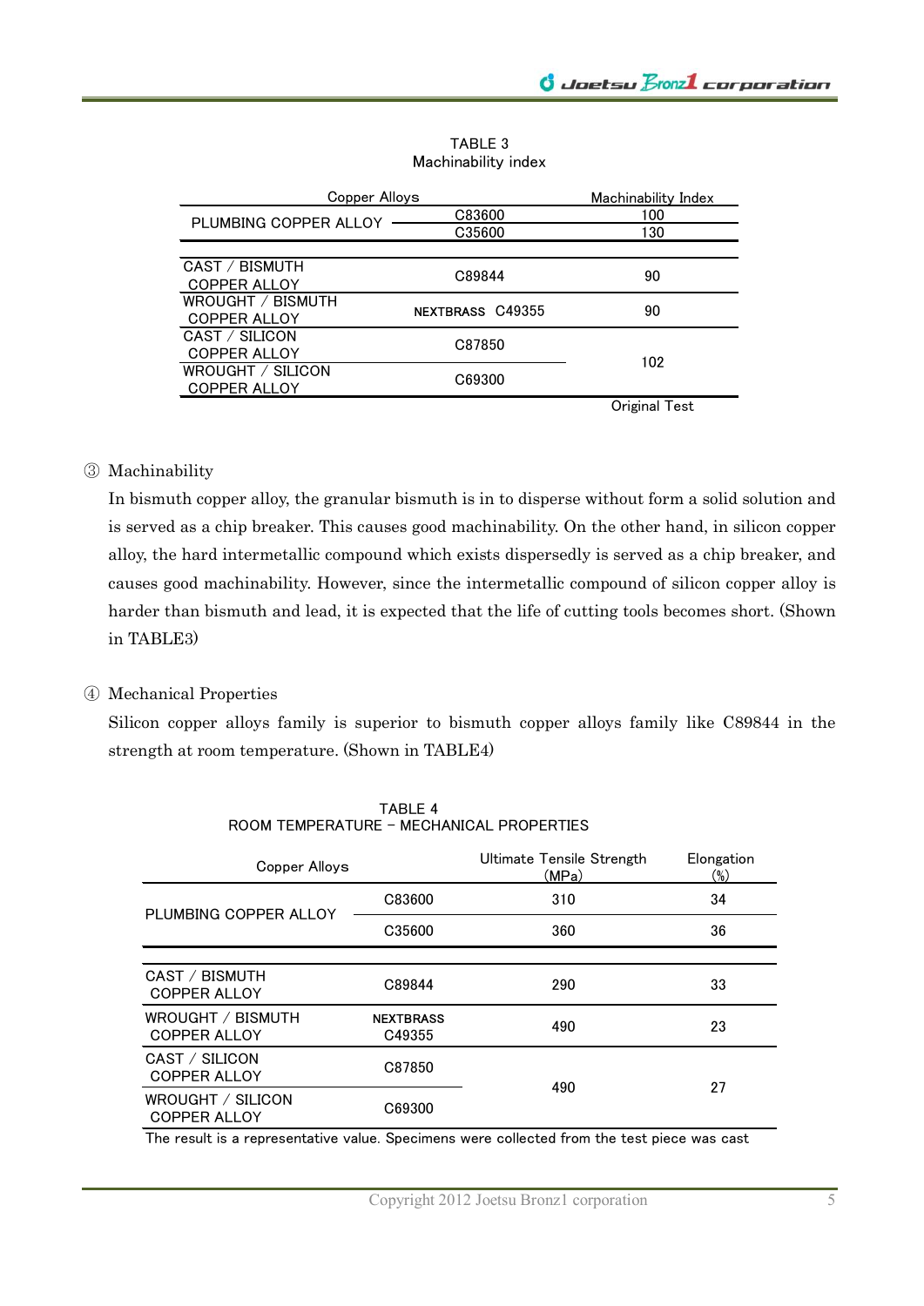TABLE 3
Machinability index

| Copper Alloys | | Machinability Index |
|---|---|---|
| PLUMBING COPPER ALLOY | C83600 | 100 |
| | C35600 | 130 |
| CAST / BISMUTH COPPER ALLOY | C89844 | 90 |
| WROUGHT / BISMUTH COPPER ALLOY | NEXTBRASS C49355 | 90 |
| CAST / SILICON COPPER ALLOY | C87850 | 102 |
| WROUGHT / SILICON COPPER ALLOY | C69300 | |

Original Test

③ Machinability

In bismuth copper alloy, the granular bismuth is in to disperse without form a solid solution and is served as a chip breaker. This causes good machinability. On the other hand, in silicon copper alloy, the hard intermetallic compound which exists dispersedly is served as a chip breaker, and causes good machinability. However, since the intermetallic compound of silicon copper alloy is harder than bismuth and lead, it is expected that the life of cutting tools becomes short. (Shown in TABLE3)

④ Mechanical Properties

Silicon copper alloys family is superior to bismuth copper alloys family like C89844 in the strength at room temperature. (Shown in TABLE4)

TABLE 4
ROOM TEMPERATURE – MECHANICAL PROPERTIES

| Copper Alloys | | Ultimate Tensile Strength (MPa) | Elongation (%) |
|---|---|---|---|
| PLUMBING COPPER ALLOY | C83600 | 310 | 34 |
| | C35600 | 360 | 36 |
| CAST / BISMUTH COPPER ALLOY | C89844 | 290 | 33 |
| WROUGHT / BISMUTH COPPER ALLOY | NEXTBRASS C49355 | 490 | 23 |
| CAST / SILICON COPPER ALLOY | C87850 | 490 | 27 |
| WROUGHT / SILICON COPPER ALLOY | C69300 | | |

The result is a representative value. Specimens were collected from the test piece was cast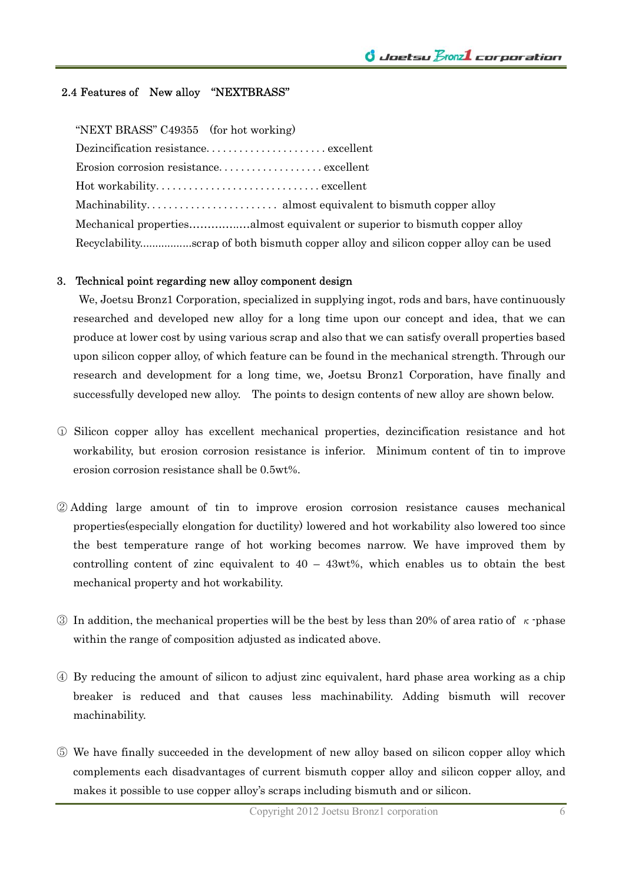## 2.4 Features of New alloy "NEXTBRASS"

"NEXT BRASS" C49355 (for hot working)

Dezincification resistance. . . . . . . . . . . . . . . . . . . . . . excellent

Erosion corrosion resistance. . . . . . . . . . . . . . . . . . . excellent

Hot workability. . . . . . . . . . . . . . . . . . . . . . . . . . . . . excellent

Machinability. . . . . . . . . . . . . . . . . . . . . . . . almost equivalent to bismuth copper alloy

Mechanical properties…………..…almost equivalent or superior to bismuth copper alloy

Recyclability.................scrap of both bismuth copper alloy and silicon copper alloy can be used

## 3. Technical point regarding new alloy component design

We, Joetsu Bronz1 Corporation, specialized in supplying ingot, rods and bars, have continuously researched and developed new alloy for a long time upon our concept and idea, that we can produce at lower cost by using various scrap and also that we can satisfy overall properties based upon silicon copper alloy, of which feature can be found in the mechanical strength. Through our research and development for a long time, we, Joetsu Bronz1 Corporation, have finally and successfully developed new alloy. The points to design contents of new alloy are shown below.

① Silicon copper alloy has excellent mechanical properties, dezincification resistance and hot workability, but erosion corrosion resistance is inferior. Minimum content of tin to improve erosion corrosion resistance shall be 0.5wt%.

② Adding large amount of tin to improve erosion corrosion resistance causes mechanical properties(especially elongation for ductility) lowered and hot workability also lowered too since the best temperature range of hot working becomes narrow. We have improved them by controlling content of zinc equivalent to 40 – 43wt%, which enables us to obtain the best mechanical property and hot workability.

③ In addition, the mechanical properties will be the best by less than 20% of area ratio of $\kappa$-phase within the range of composition adjusted as indicated above.

④ By reducing the amount of silicon to adjust zinc equivalent, hard phase area working as a chip breaker is reduced and that causes less machinability. Adding bismuth will recover machinability.

⑤ We have finally succeeded in the development of new alloy based on silicon copper alloy which complements each disadvantages of current bismuth copper alloy and silicon copper alloy, and makes it possible to use copper alloy's scraps including bismuth and or silicon.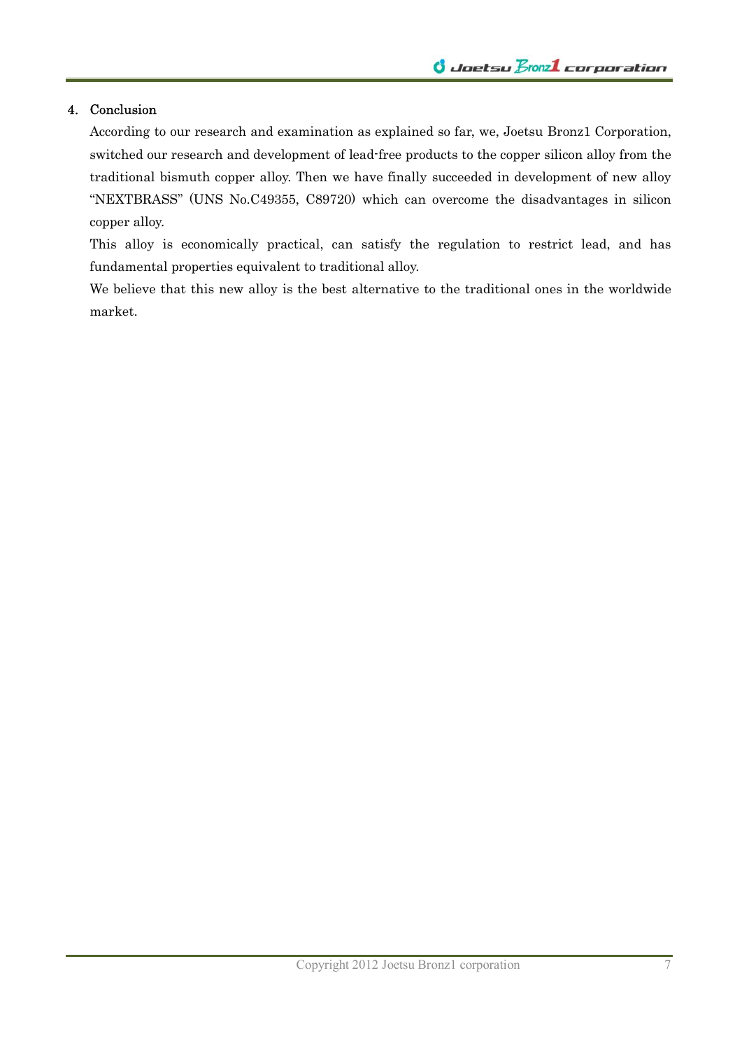## 4. Conclusion

According to our research and examination as explained so far, we, Joetsu Bronz1 Corporation, switched our research and development of lead-free products to the copper silicon alloy from the traditional bismuth copper alloy. Then we have finally succeeded in development of new alloy "NEXTBRASS" (UNS No.C49355, C89720) which can overcome the disadvantages in silicon copper alloy.

This alloy is economically practical, can satisfy the regulation to restrict lead, and has fundamental properties equivalent to traditional alloy.

We believe that this new alloy is the best alternative to the traditional ones in the worldwide market.